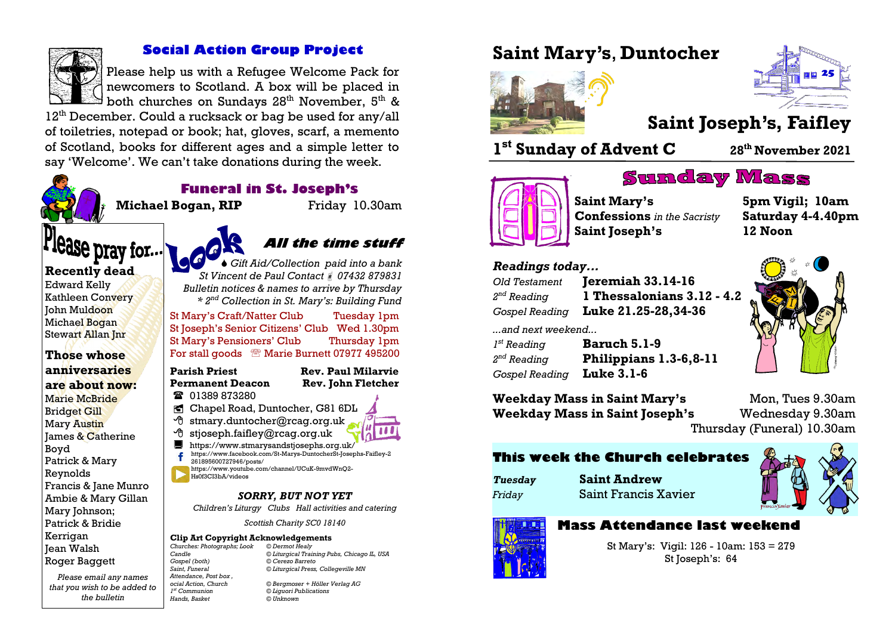# Saint Mary's, Duntocher

# Saint Joseph's, Faifley

## 1st Sunday of Advent C — 28th November 2021

## Sunday Mass

**Saint Mary's** — **5pm Vigil; 10am**

**Confessions** *in the Sacristy* — **Saturday 4-4.40pm**

**Saint Joseph's** — **12 Noon**

### *Readings today...*

| | |
|---|---|
| *Old Testament* | **Jeremiah 33.14-16** |
| *2nd Reading* | **1 Thessalonians 3.12 - 4.2** |
| *Gospel Reading* | **Luke 21.25-28,34-36** |

*...and next weekend...*

| | |
|---|---|
| *1st Reading* | **Baruch 5.1-9** |
| *2nd Reading* | **Philippians 1.3-6,8-11** |
| *Gospel Reading* | **Luke 3.1-6** |

**Weekday Mass in Saint Mary's** — Mon, Tues 9.30am

**Weekday Mass in Saint Joseph's** — Wednesday 9.30am; Thursday (Funeral) 10.30am

## This week the Church celebrates

| | |
|---|---|
| ***Tuesday*** | **Saint Andrew** |
| *Friday* | Saint Francis Xavier |

## Mass Attendance last weekend

St Mary's: Vigil: 126 - 10am: 153 = 279

St Joseph's: 64

## Social Action Group Project

Please help us with a Refugee Welcome Pack for newcomers to Scotland. A box will be placed in both churches on Sundays 28th November, 5th & 12th December. Could a rucksack or bag be used for any/all of toiletries, notepad or book; hat, gloves, scarf, a memento of Scotland, books for different ages and a simple letter to say 'Welcome'. We can't take donations during the week.

## Funeral in St. Joseph's

**Michael Bogan, RIP** — Friday 10.30am

## Please pray for...

**Recently dead**

Edward Kelly
Kathleen Convery
John Muldoon
Michael Bogan
Stewart Allan Jnr

**Those whose anniversaries are about now:**

Marie McBride
Bridget Gill
Mary Austin
James & Catherine Boyd
Patrick & Mary Reynolds
Francis & Jane Munro
Ambie & Mary Gillan
Mary Johnson;
Patrick & Bridie Kerrigan
Jean Walsh
Roger Baggett

*Please email any names that you wish to be added to the bulletin*

## Look — All the time stuff

*Gift Aid/Collection paid into a bank*
*St Vincent de Paul Contact 07432 879831*
*Bulletin notices & names to arrive by Thursday*
*\* 2nd Collection in St. Mary's: Building Fund*

St Mary's Craft/Natter Club — Tuesday 1pm
St Joseph's Senior Citizens' Club — Wed 1.30pm
St Mary's Pensioners' Club — Thursday 1pm
For stall goods — Marie Burnett 07977 495200

**Parish Priest** — **Rev. Paul Milarvie**
**Permanent Deacon** — **Rev. John Fletcher**

01389 873280
Chapel Road, Duntocher, G81 6DL
stmary.duntocher@rcag.org.uk
stjoseph.faifley@rcag.org.uk
https://www.stmarysandstjosephs.org.uk/
https://www.facebook.com/St-Marys-DuntocherSt-Josephs-Faifley-2261895600727946/posts/
https://www.youtube.com/channel/UCuK-9mvdWnQ2-Hs0f3CI3bA/videos

***SORRY, BUT NOT YET***

*Children's Liturgy Clubs Hall activities and catering*

*Scottish Charity SC0 18140*

**Clip Art Copyright Acknowledgements**

| | |
|---|---|
| *Churches: Photographs; Look* | *© Dermot Healy* |
| *Candle* | *© Liturgical Training Pubs, Chicago IL, USA* |
| *Gospel (both)* | *© Cerezo Barreto* |
| *Saint, Funeral* | *© Liturgical Press, Collegeville MN* |
| *Attendance, Post box , ocial Action, Church* | *© Bergmoser + Höller Verlag AG* |
| *1st Communion* | *© Liguori Publications* |
| *Hands, Basket* | *© Unknown* |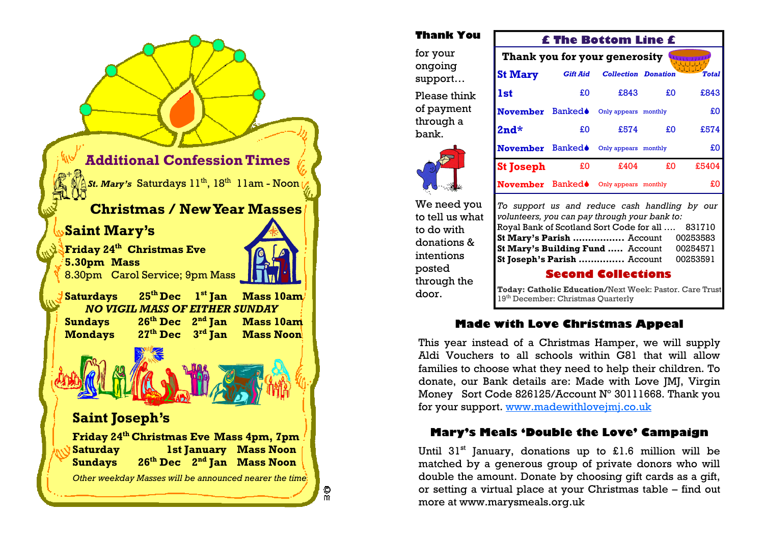## Additional Confession Times

*St. Mary's* Saturdays 11th, 18th 11am - Noon

## Christmas / New Year Masses

### Saint Mary's

**Friday 24th Christmas Eve**
**5.30pm Mass**
8.30pm Carol Service; 9pm Mass

| | | | |
|---|---|---|---|
| **Saturdays** | **25th Dec** | **1st Jan** | **Mass 10am** |
| ***NO VIGIL MASS OF EITHER SUNDAY*** | | | |
| **Sundays** | **26th Dec** | **2nd Jan** | **Mass 10am** |
| **Mondays** | **27th Dec** | **3rd Jan** | **Mass Noon** |

### Saint Joseph's

| | | | |
|---|---|---|---|
| **Friday 24th Christmas Eve** | | | **Mass 4pm, 7pm** |
| **Saturday** | | **1st January** | **Mass Noon** |
| **Sundays** | **26th Dec** | **2nd Jan** | **Mass Noon** |

*Other weekday Masses will be announced nearer the time*

### Thank You

for your ongoing support…

Please think of payment through a bank.

We need you to tell us what to do with donations & intentions posted through the door.

## £ The Bottom Line £

**Thank you for your generosity**

| St Mary | *Gift Aid* | *Collection* | *Donation* | *Total* |
|---|---|---|---|---|
| **1st** | £0 | £843 | £0 | £843 |
| **November** | Banked♦ | Only appears | monthly | £0 |
| **2nd*** | £0 | £574 | £0 | £574 |
| **November** | Banked♦ | Only appears | monthly | £0 |
| **St Joseph** | £0 | £404 | £0 | £5404 |
| **November** | Banked♦ | Only appears | monthly | £0 |

*To support us and reduce cash handling by our volunteers, you can pay through your bank to:*

Royal Bank of Scotland Sort Code for all …. 831710
**St Mary's Parish ................** Account 00253583
**St Mary's Building Fund .....** Account 00254571
**St Joseph's Parish ..............** Account 00253591

### Second Collections

**Today: Catholic Education/**Next Week: Pastor. Care Trust
19th December: Christmas Quarterly

## Made with Love Christmas Appeal

This year instead of a Christmas Hamper, we will supply Aldi Vouchers to all schools within G81 that will allow families to choose what they need to help their children. To donate, our Bank details are: Made with Love JMJ, Virgin Money Sort Code 826125/Account N° 30111668. Thank you for your support. www.madewithlovejmj.co.uk

## Mary's Meals 'Double the Love' Campaign

Until 31st January, donations up to £1.6 million will be matched by a generous group of private donors who will double the amount. Donate by choosing gift cards as a gift, or setting a virtual place at your Christmas table – find out more at www.marysmeals.org.uk